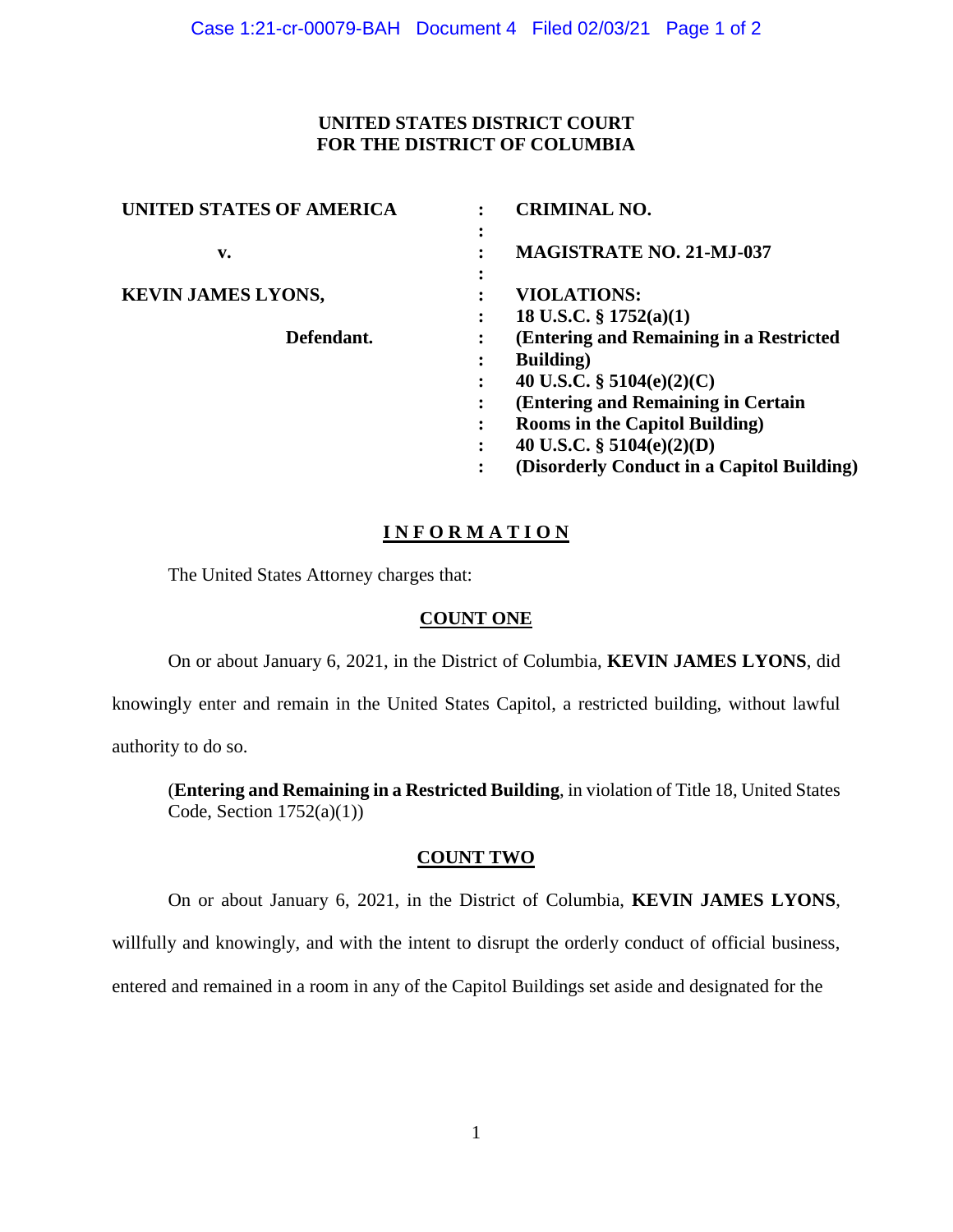**UNITED STATES DISTRICT COURT**
**FOR THE DISTRICT OF COLUMBIA**

| | | |
|---|---|---|
| **UNITED STATES OF AMERICA** | : | **CRIMINAL NO.** |
| | : | |
| **v.** | : | **MAGISTRATE NO. 21-MJ-037** |
| | : | |
| **KEVIN JAMES LYONS,** | : | **VIOLATIONS:** |
| | : | **18 U.S.C. § 1752(a)(1)** |
| **Defendant.** | : | **(Entering and Remaining in a Restricted Building)** |
| | : | **40 U.S.C. § 5104(e)(2)(C)** |
| | : | **(Entering and Remaining in Certain Rooms in the Capitol Building)** |
| | : | **40 U.S.C. § 5104(e)(2)(D)** |
| | : | **(Disorderly Conduct in a Capitol Building)** |

## I N F O R M A T I O N

The United States Attorney charges that:

### COUNT ONE

On or about January 6, 2021, in the District of Columbia, **KEVIN JAMES LYONS**, did knowingly enter and remain in the United States Capitol, a restricted building, without lawful authority to do so.

(**Entering and Remaining in a Restricted Building**, in violation of Title 18, United States Code, Section 1752(a)(1))

### COUNT TWO

On or about January 6, 2021, in the District of Columbia, **KEVIN JAMES LYONS**, willfully and knowingly, and with the intent to disrupt the orderly conduct of official business, entered and remained in a room in any of the Capitol Buildings set aside and designated for the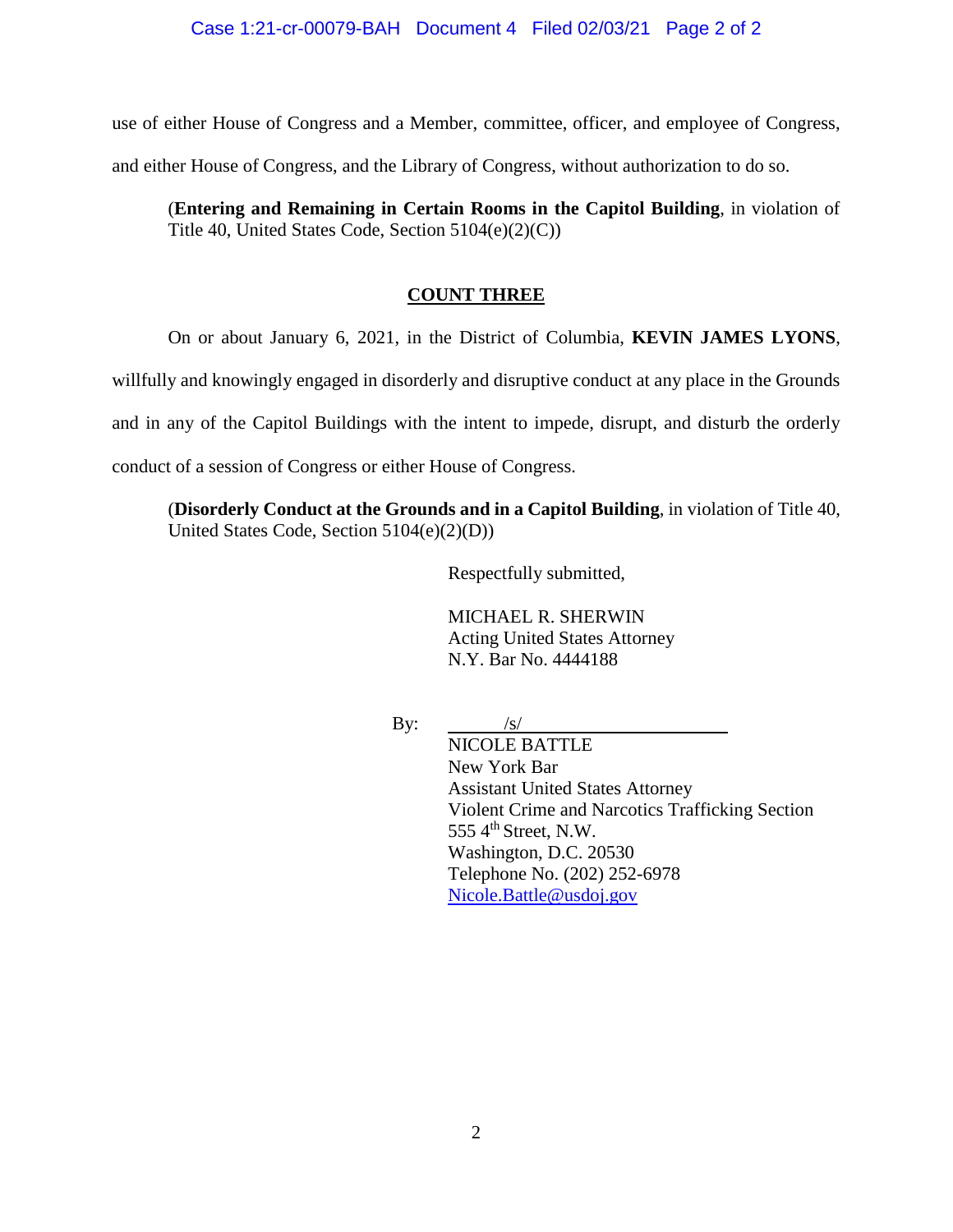use of either House of Congress and a Member, committee, officer, and employee of Congress, and either House of Congress, and the Library of Congress, without authorization to do so.

(**Entering and Remaining in Certain Rooms in the Capitol Building**, in violation of Title 40, United States Code, Section 5104(e)(2)(C))

**COUNT THREE**

On or about January 6, 2021, in the District of Columbia, **KEVIN JAMES LYONS**, willfully and knowingly engaged in disorderly and disruptive conduct at any place in the Grounds and in any of the Capitol Buildings with the intent to impede, disrupt, and disturb the orderly conduct of a session of Congress or either House of Congress.

(**Disorderly Conduct at the Grounds and in a Capitol Building**, in violation of Title 40, United States Code, Section 5104(e)(2)(D))

Respectfully submitted,

MICHAEL R. SHERWIN
Acting United States Attorney
N.Y. Bar No. 4444188

By: /s/
NICOLE BATTLE
New York Bar
Assistant United States Attorney
Violent Crime and Narcotics Trafficking Section
555 4th Street, N.W.
Washington, D.C. 20530
Telephone No. (202) 252-6978
Nicole.Battle@usdoj.gov